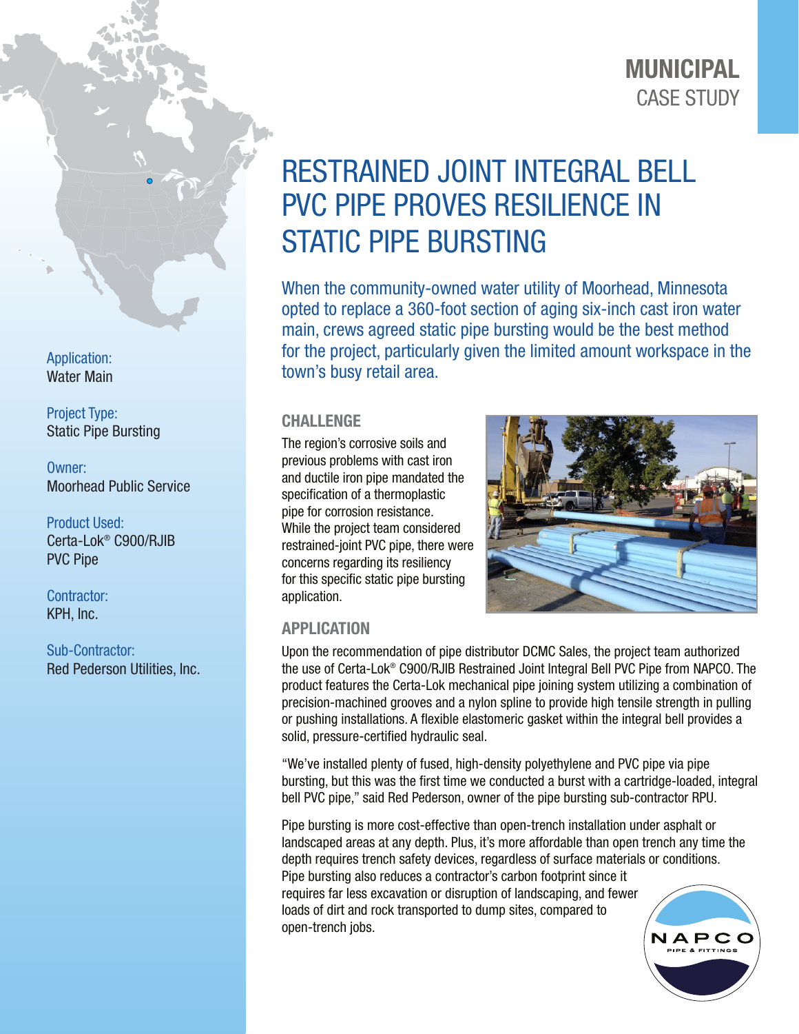MUNICIPAL
CASE STUDY

# RESTRAINED JOINT INTEGRAL BELL PVC PIPE PROVES RESILIENCE IN STATIC PIPE BURSTING

When the community-owned water utility of Moorhead, Minnesota opted to replace a 360-foot section of aging six-inch cast iron water main, crews agreed static pipe bursting would be the best method for the project, particularly given the limited amount workspace in the town's busy retail area.

Application:
Water Main

Project Type:
Static Pipe Bursting

Owner:
Moorhead Public Service

Product Used:
Certa-Lok® C900/RJIB PVC Pipe

Contractor:
KPH, Inc.

Sub-Contractor:
Red Pederson Utilities, Inc.

## CHALLENGE

The region's corrosive soils and previous problems with cast iron and ductile iron pipe mandated the specification of a thermoplastic pipe for corrosion resistance. While the project team considered restrained-joint PVC pipe, there were concerns regarding its resiliency for this specific static pipe bursting application.

## APPLICATION

Upon the recommendation of pipe distributor DCMC Sales, the project team authorized the use of Certa-Lok® C900/RJIB Restrained Joint Integral Bell PVC Pipe from NAPCO. The product features the Certa-Lok mechanical pipe joining system utilizing a combination of precision-machined grooves and a nylon spline to provide high tensile strength in pulling or pushing installations. A flexible elastomeric gasket within the integral bell provides a solid, pressure-certified hydraulic seal.

"We've installed plenty of fused, high-density polyethylene and PVC pipe via pipe bursting, but this was the first time we conducted a burst with a cartridge-loaded, integral bell PVC pipe," said Red Pederson, owner of the pipe bursting sub-contractor RPU.

Pipe bursting is more cost-effective than open-trench installation under asphalt or landscaped areas at any depth. Plus, it's more affordable than open trench any time the depth requires trench safety devices, regardless of surface materials or conditions. Pipe bursting also reduces a contractor's carbon footprint since it requires far less excavation or disruption of landscaping, and fewer loads of dirt and rock transported to dump sites, compared to open-trench jobs.

NAPCO
PIPE & FITTINGS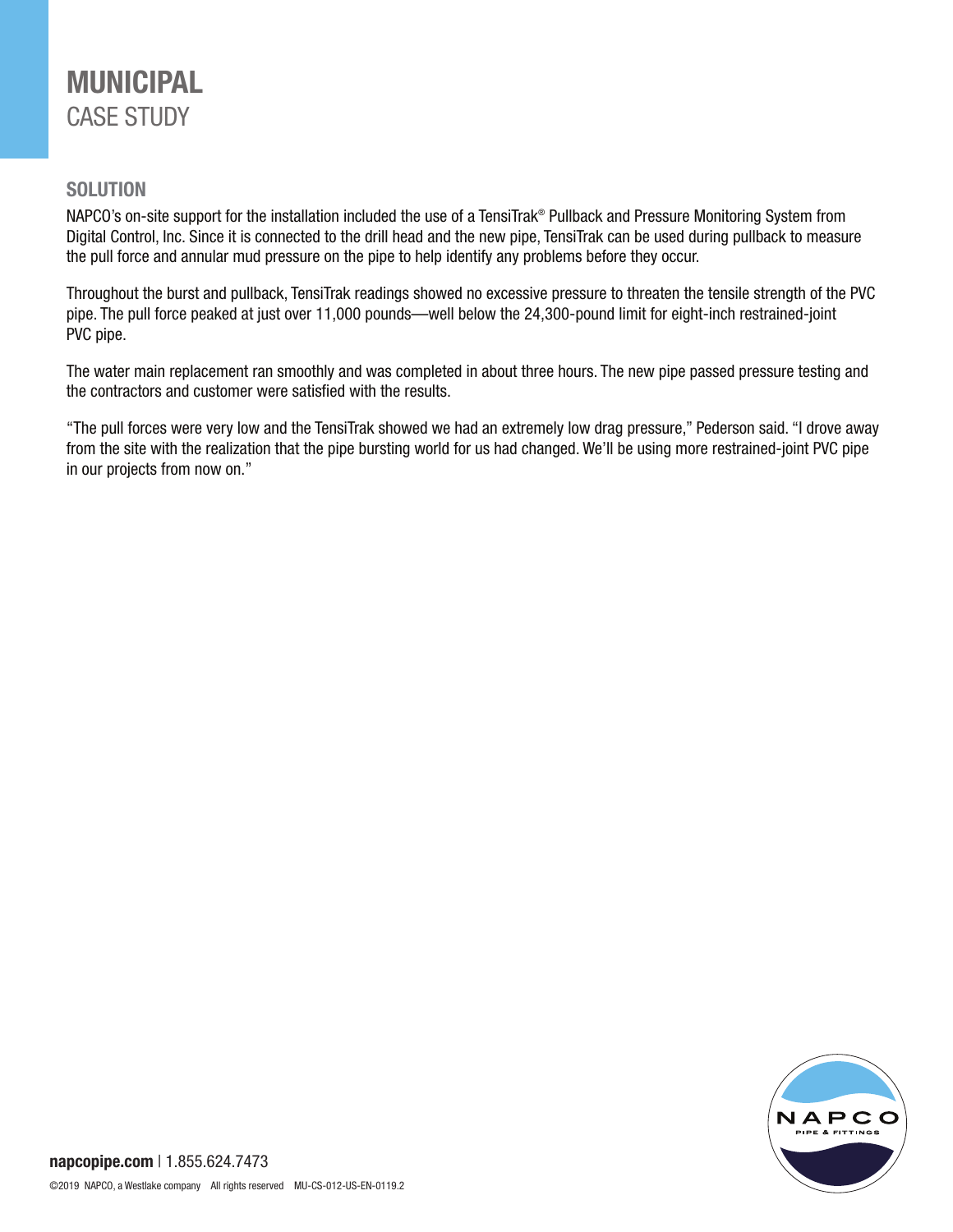# MUNICIPAL
CASE STUDY

## SOLUTION

NAPCO's on-site support for the installation included the use of a TensiTrak® Pullback and Pressure Monitoring System from Digital Control, Inc. Since it is connected to the drill head and the new pipe, TensiTrak can be used during pullback to measure the pull force and annular mud pressure on the pipe to help identify any problems before they occur.

Throughout the burst and pullback, TensiTrak readings showed no excessive pressure to threaten the tensile strength of the PVC pipe. The pull force peaked at just over 11,000 pounds—well below the 24,300-pound limit for eight-inch restrained-joint PVC pipe.

The water main replacement ran smoothly and was completed in about three hours. The new pipe passed pressure testing and the contractors and customer were satisfied with the results.

"The pull forces were very low and the TensiTrak showed we had an extremely low drag pressure," Pederson said. "I drove away from the site with the realization that the pipe bursting world for us had changed. We'll be using more restrained-joint PVC pipe in our projects from now on."

**napcopipe.com** | 1.855.624.7473

©2019 NAPCO, a Westlake company All rights reserved MU-CS-012-US-EN-0119.2